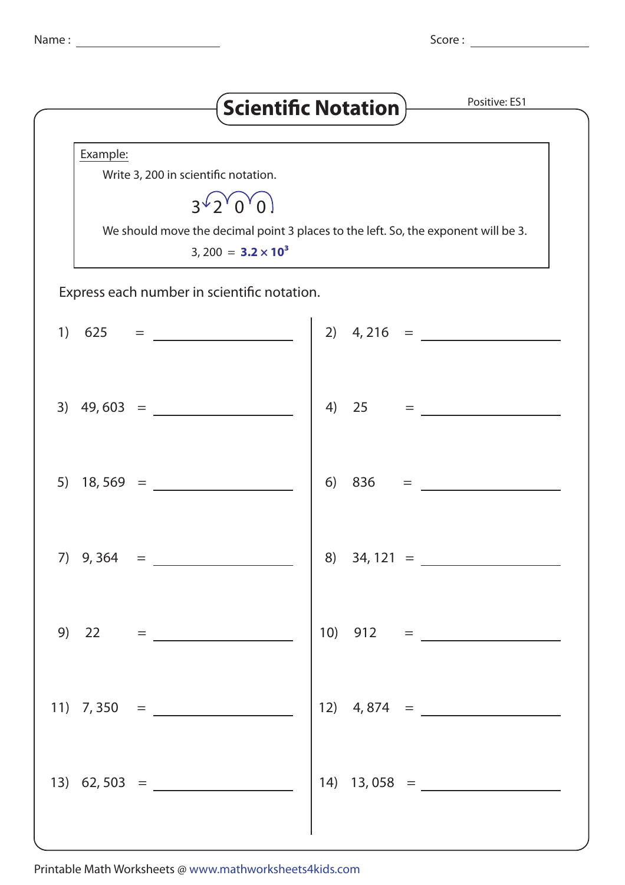Name : ______________________ Score : ______________________

# Scientific Notation

Positive: ES1

**Example:**

Write 3, 200 in scientific notation.

3 2 0 0

We should move the decimal point 3 places to the left. So, the exponent will be 3.

3, 200 = $\mathbf{3.2 \times 10^3}$

Express each number in scientific notation.

1) 625 = ______________________

2) 4, 216 = ______________________

3) 49, 603 = ______________________

4) 25 = ______________________

5) 18, 569 = ______________________

6) 836 = ______________________

7) 9, 364 = ______________________

8) 34, 121 = ______________________

9) 22 = ______________________

10) 912 = ______________________

11) 7, 350 = ______________________

12) 4, 874 = ______________________

13) 62, 503 = ______________________

14) 13, 058 = ______________________

Printable Math Worksheets @ www.mathworksheets4kids.com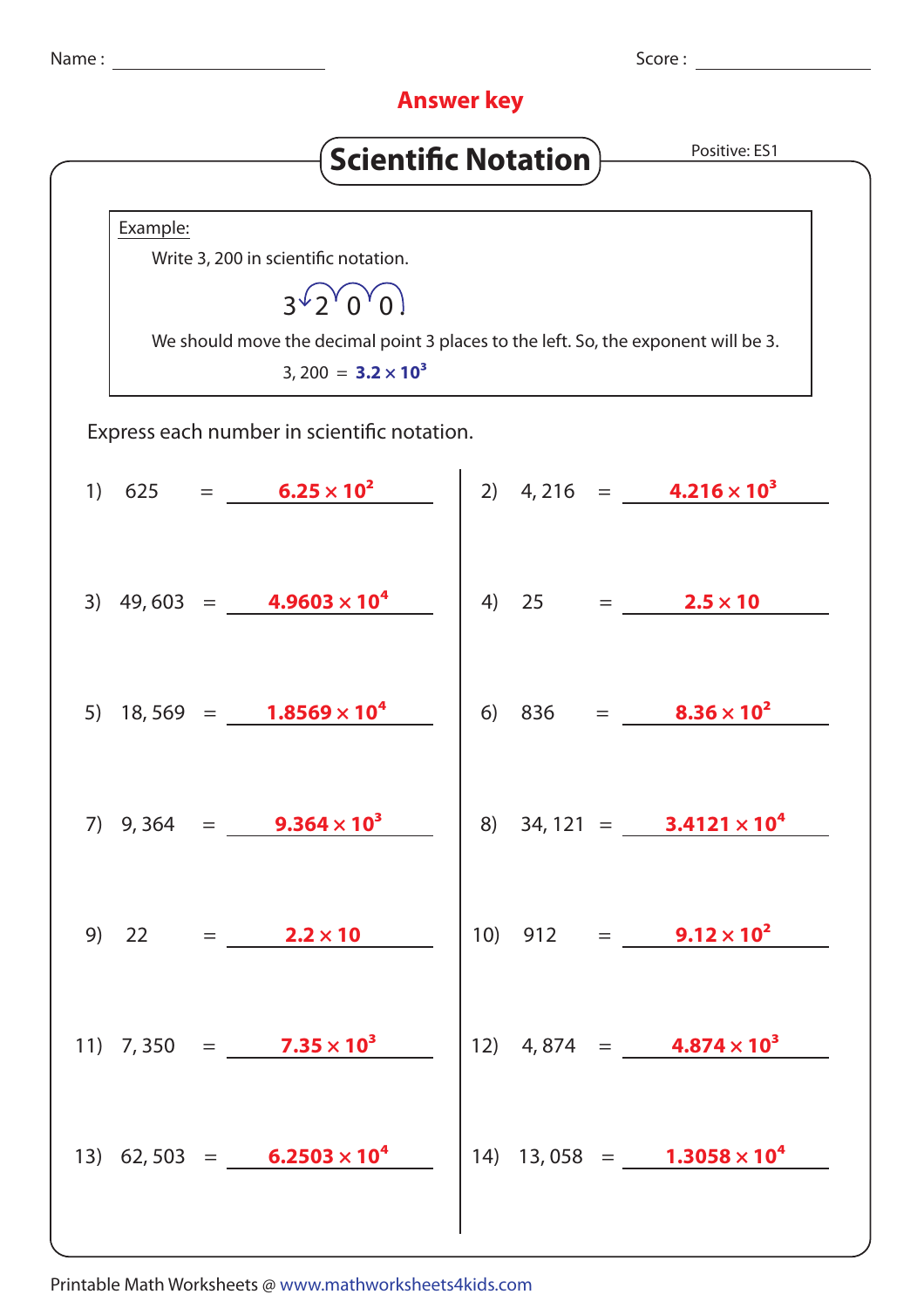Name : ____________________ Score : ____________________

**Answer key**

# Scientific Notation

Positive: ES1

**Example:**

Write 3, 200 in scientific notation.

3 2 0 0

We should move the decimal point 3 places to the left. So, the exponent will be 3.

3, 200 = $\mathbf{3.2 \times 10^3}$

Express each number in scientific notation.

1) 625 = $\mathbf{6.25 \times 10^2}$

2) 4, 216 = $\mathbf{4.216 \times 10^3}$

3) 49, 603 = $\mathbf{4.9603 \times 10^4}$

4) 25 = $\mathbf{2.5 \times 10}$

5) 18, 569 = $\mathbf{1.8569 \times 10^4}$

6) 836 = $\mathbf{8.36 \times 10^2}$

7) 9, 364 = $\mathbf{9.364 \times 10^3}$

8) 34, 121 = $\mathbf{3.4121 \times 10^4}$

9) 22 = $\mathbf{2.2 \times 10}$

10) 912 = $\mathbf{9.12 \times 10^2}$

11) 7, 350 = $\mathbf{7.35 \times 10^3}$

12) 4, 874 = $\mathbf{4.874 \times 10^3}$

13) 62, 503 = $\mathbf{6.2503 \times 10^4}$

14) 13, 058 = $\mathbf{1.3058 \times 10^4}$

Printable Math Worksheets @ www.mathworksheets4kids.com